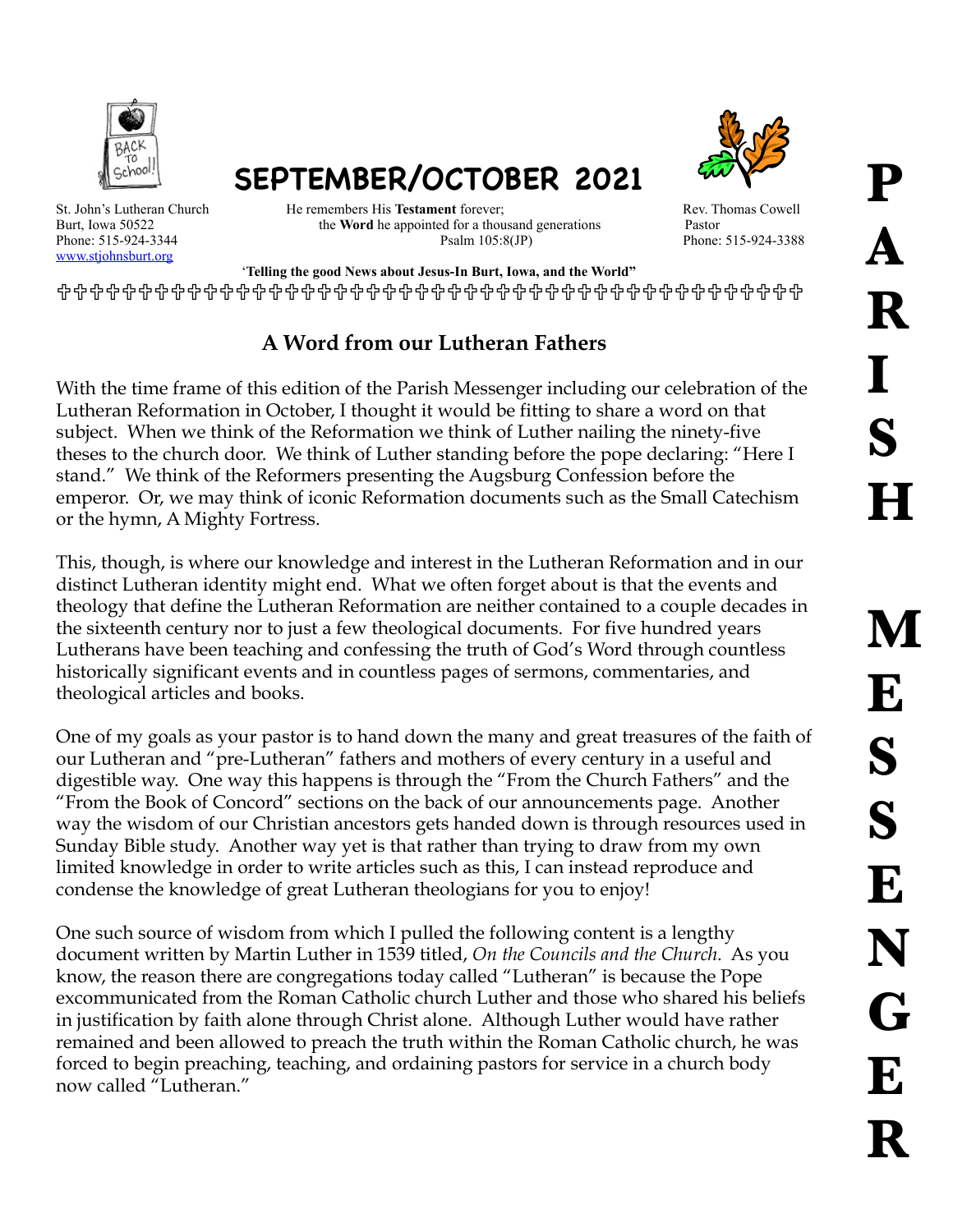# SEPTEMBER/OCTOBER 2021

St. John's Lutheran Church
Burt, Iowa 50522
Phone: 515-924-3344
www.stjohnsburt.org

He remembers His **Testament** forever;
the **Word** he appointed for a thousand generations
Psalm 105:8(JP)

Rev. Thomas Cowell
Pastor
Phone: 515-924-3388

**'Telling the good News about Jesus-In Burt, Iowa, and the World"**

**PARISH MESSENGER**

## A Word from our Lutheran Fathers

With the time frame of this edition of the Parish Messenger including our celebration of the Lutheran Reformation in October, I thought it would be fitting to share a word on that subject. When we think of the Reformation we think of Luther nailing the ninety-five theses to the church door. We think of Luther standing before the pope declaring: "Here I stand." We think of the Reformers presenting the Augsburg Confession before the emperor. Or, we may think of iconic Reformation documents such as the Small Catechism or the hymn, A Mighty Fortress.

This, though, is where our knowledge and interest in the Lutheran Reformation and in our distinct Lutheran identity might end. What we often forget about is that the events and theology that define the Lutheran Reformation are neither contained to a couple decades in the sixteenth century nor to just a few theological documents. For five hundred years Lutherans have been teaching and confessing the truth of God's Word through countless historically significant events and in countless pages of sermons, commentaries, and theological articles and books.

One of my goals as your pastor is to hand down the many and great treasures of the faith of our Lutheran and "pre-Lutheran" fathers and mothers of every century in a useful and digestible way. One way this happens is through the "From the Church Fathers" and the "From the Book of Concord" sections on the back of our announcements page. Another way the wisdom of our Christian ancestors gets handed down is through resources used in Sunday Bible study. Another way yet is that rather than trying to draw from my own limited knowledge in order to write articles such as this, I can instead reproduce and condense the knowledge of great Lutheran theologians for you to enjoy!

One such source of wisdom from which I pulled the following content is a lengthy document written by Martin Luther in 1539 titled, *On the Councils and the Church*. As you know, the reason there are congregations today called "Lutheran" is because the Pope excommunicated from the Roman Catholic church Luther and those who shared his beliefs in justification by faith alone through Christ alone. Although Luther would have rather remained and been allowed to preach the truth within the Roman Catholic church, he was forced to begin preaching, teaching, and ordaining pastors for service in a church body now called "Lutheran."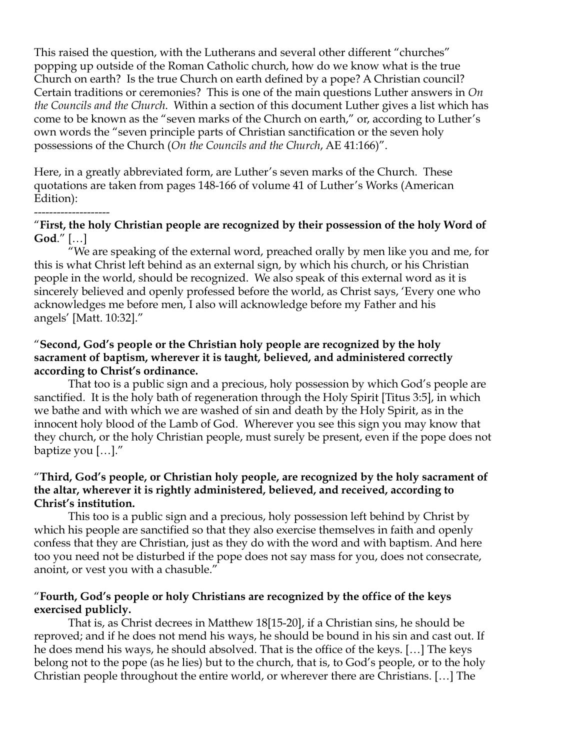This raised the question, with the Lutherans and several other different "churches" popping up outside of the Roman Catholic church, how do we know what is the true Church on earth? Is the true Church on earth defined by a pope? A Christian council? Certain traditions or ceremonies? This is one of the main questions Luther answers in *On the Councils and the Church*. Within a section of this document Luther gives a list which has come to be known as the "seven marks of the Church on earth," or, according to Luther's own words the "seven principle parts of Christian sanctification or the seven holy possessions of the Church (*On the Councils and the Church*, AE 41:166)".

Here, in a greatly abbreviated form, are Luther's seven marks of the Church. These quotations are taken from pages 148-166 of volume 41 of Luther's Works (American Edition):

--------------------

"**First, the holy Christian people are recognized by their possession of the holy Word of God**." […]

"We are speaking of the external word, preached orally by men like you and me, for this is what Christ left behind as an external sign, by which his church, or his Christian people in the world, should be recognized. We also speak of this external word as it is sincerely believed and openly professed before the world, as Christ says, 'Every one who acknowledges me before men, I also will acknowledge before my Father and his angels' [Matt. 10:32]."

"**Second, God's people or the Christian holy people are recognized by the holy sacrament of baptism, wherever it is taught, believed, and administered correctly according to Christ's ordinance.**

That too is a public sign and a precious, holy possession by which God's people are sanctified. It is the holy bath of regeneration through the Holy Spirit [Titus 3:5], in which we bathe and with which we are washed of sin and death by the Holy Spirit, as in the innocent holy blood of the Lamb of God. Wherever you see this sign you may know that they church, or the holy Christian people, must surely be present, even if the pope does not baptize you […]."

"**Third, God's people, or Christian holy people, are recognized by the holy sacrament of the altar, wherever it is rightly administered, believed, and received, according to Christ's institution.**

This too is a public sign and a precious, holy possession left behind by Christ by which his people are sanctified so that they also exercise themselves in faith and openly confess that they are Christian, just as they do with the word and with baptism. And here too you need not be disturbed if the pope does not say mass for you, does not consecrate, anoint, or vest you with a chasuble."

"**Fourth, God's people or holy Christians are recognized by the office of the keys exercised publicly.**

That is, as Christ decrees in Matthew 18[15-20], if a Christian sins, he should be reproved; and if he does not mend his ways, he should be bound in his sin and cast out. If he does mend his ways, he should absolved. That is the office of the keys. […] The keys belong not to the pope (as he lies) but to the church, that is, to God's people, or to the holy Christian people throughout the entire world, or wherever there are Christians. […] The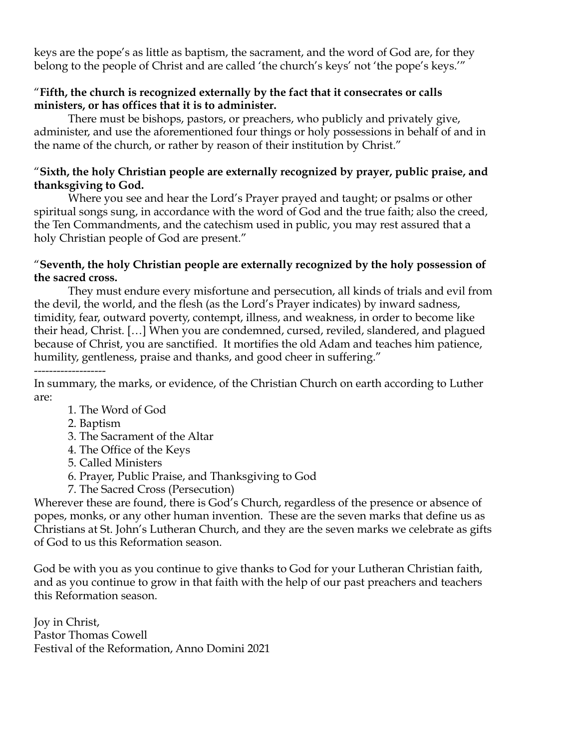keys are the pope's as little as baptism, the sacrament, and the word of God are, for they belong to the people of Christ and are called 'the church's keys' not 'the pope's keys.'"

"**Fifth, the church is recognized externally by the fact that it consecrates or calls ministers, or has offices that it is to administer.**

There must be bishops, pastors, or preachers, who publicly and privately give, administer, and use the aforementioned four things or holy possessions in behalf of and in the name of the church, or rather by reason of their institution by Christ."

"**Sixth, the holy Christian people are externally recognized by prayer, public praise, and thanksgiving to God.**

Where you see and hear the Lord's Prayer prayed and taught; or psalms or other spiritual songs sung, in accordance with the word of God and the true faith; also the creed, the Ten Commandments, and the catechism used in public, you may rest assured that a holy Christian people of God are present."

"**Seventh, the holy Christian people are externally recognized by the holy possession of the sacred cross.**

They must endure every misfortune and persecution, all kinds of trials and evil from the devil, the world, and the flesh (as the Lord's Prayer indicates) by inward sadness, timidity, fear, outward poverty, contempt, illness, and weakness, in order to become like their head, Christ. […] When you are condemned, cursed, reviled, slandered, and plagued because of Christ, you are sanctified. It mortifies the old Adam and teaches him patience, humility, gentleness, praise and thanks, and good cheer in suffering."

-------------------

In summary, the marks, or evidence, of the Christian Church on earth according to Luther are:

1. The Word of God
2. Baptism
3. The Sacrament of the Altar
4. The Office of the Keys
5. Called Ministers
6. Prayer, Public Praise, and Thanksgiving to God
7. The Sacred Cross (Persecution)

Wherever these are found, there is God's Church, regardless of the presence or absence of popes, monks, or any other human invention. These are the seven marks that define us as Christians at St. John's Lutheran Church, and they are the seven marks we celebrate as gifts of God to us this Reformation season.

God be with you as you continue to give thanks to God for your Lutheran Christian faith, and as you continue to grow in that faith with the help of our past preachers and teachers this Reformation season.

Joy in Christ,
Pastor Thomas Cowell
Festival of the Reformation, Anno Domini 2021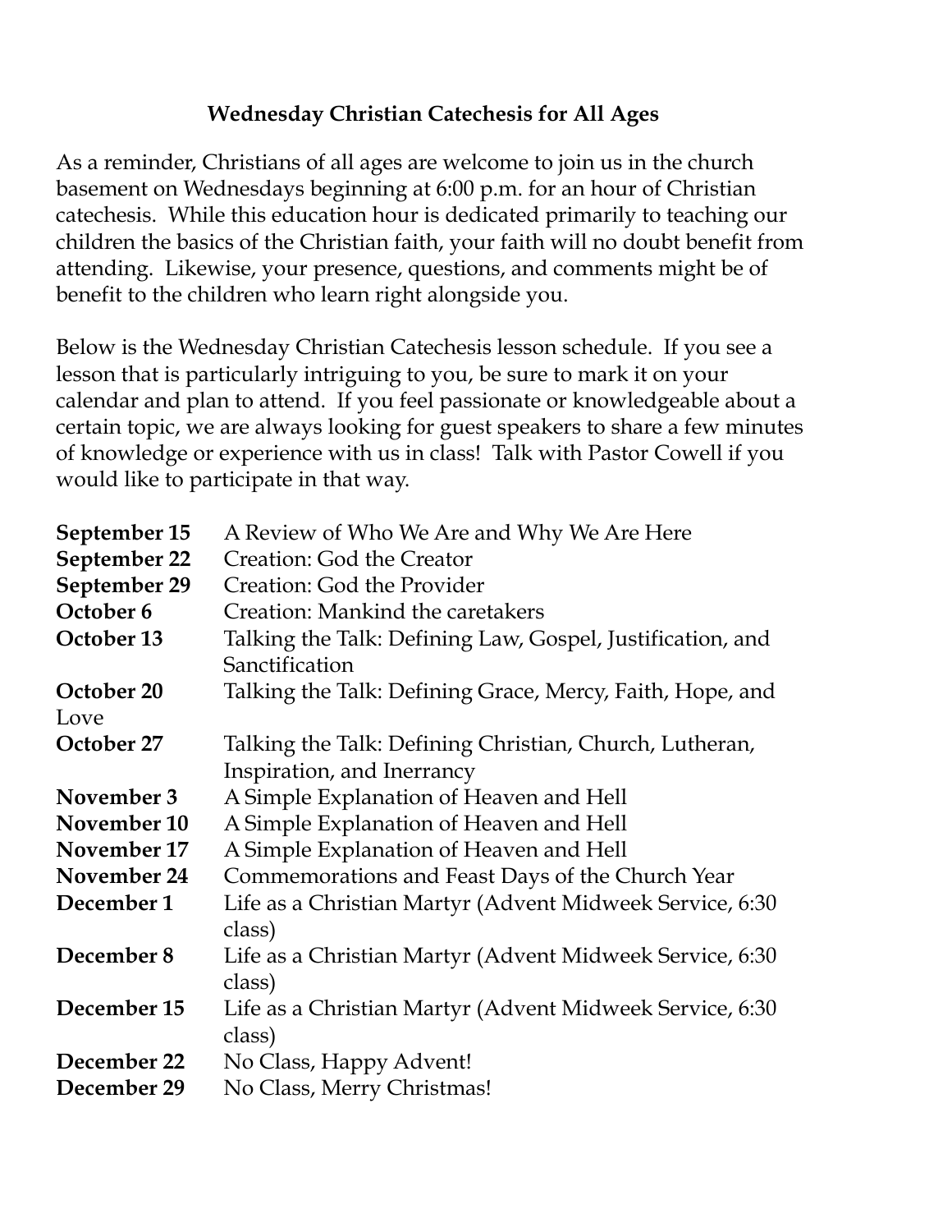## Wednesday Christian Catechesis for All Ages

As a reminder, Christians of all ages are welcome to join us in the church basement on Wednesdays beginning at 6:00 p.m. for an hour of Christian catechesis. While this education hour is dedicated primarily to teaching our children the basics of the Christian faith, your faith will no doubt benefit from attending. Likewise, your presence, questions, and comments might be of benefit to the children who learn right alongside you.

Below is the Wednesday Christian Catechesis lesson schedule. If you see a lesson that is particularly intriguing to you, be sure to mark it on your calendar and plan to attend. If you feel passionate or knowledgeable about a certain topic, we are always looking for guest speakers to share a few minutes of knowledge or experience with us in class! Talk with Pastor Cowell if you would like to participate in that way.

| | |
|---|---|
| **September 15** | A Review of Who We Are and Why We Are Here |
| **September 22** | Creation: God the Creator |
| **September 29** | Creation: God the Provider |
| **October 6** | Creation: Mankind the caretakers |
| **October 13** | Talking the Talk: Defining Law, Gospel, Justification, and Sanctification |
| **October 20** | Talking the Talk: Defining Grace, Mercy, Faith, Hope, and Love |
| **October 27** | Talking the Talk: Defining Christian, Church, Lutheran, Inspiration, and Inerrancy |
| **November 3** | A Simple Explanation of Heaven and Hell |
| **November 10** | A Simple Explanation of Heaven and Hell |
| **November 17** | A Simple Explanation of Heaven and Hell |
| **November 24** | Commemorations and Feast Days of the Church Year |
| **December 1** | Life as a Christian Martyr (Advent Midweek Service, 6:30 class) |
| **December 8** | Life as a Christian Martyr (Advent Midweek Service, 6:30 class) |
| **December 15** | Life as a Christian Martyr (Advent Midweek Service, 6:30 class) |
| **December 22** | No Class, Happy Advent! |
| **December 29** | No Class, Merry Christmas! |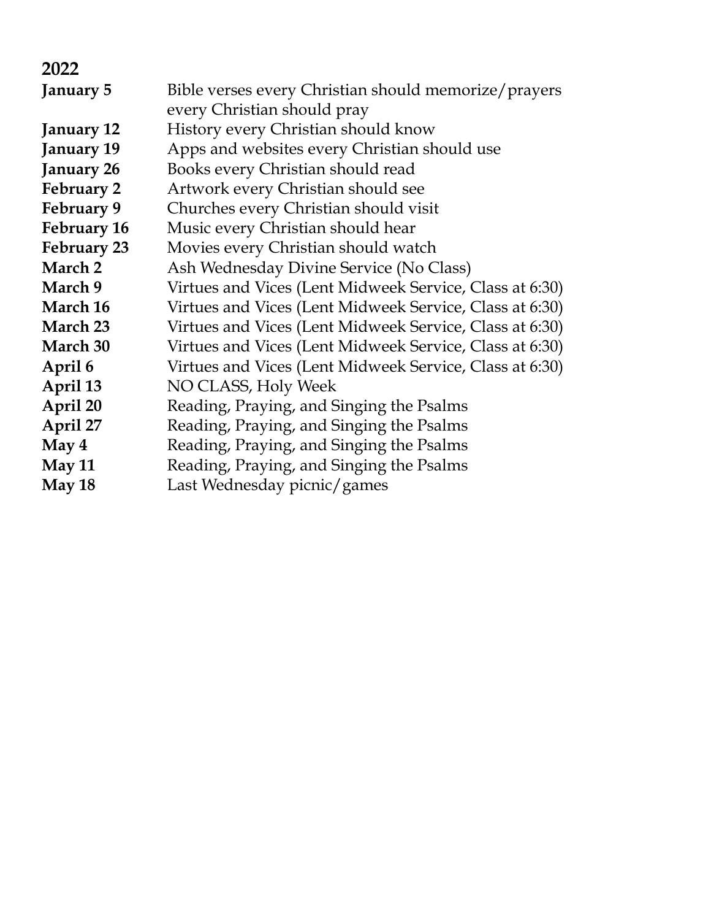**2022**

| | |
|---|---|
| **January 5** | Bible verses every Christian should memorize/prayers every Christian should pray |
| **January 12** | History every Christian should know |
| **January 19** | Apps and websites every Christian should use |
| **January 26** | Books every Christian should read |
| **February 2** | Artwork every Christian should see |
| **February 9** | Churches every Christian should visit |
| **February 16** | Music every Christian should hear |
| **February 23** | Movies every Christian should watch |
| **March 2** | Ash Wednesday Divine Service (No Class) |
| **March 9** | Virtues and Vices (Lent Midweek Service, Class at 6:30) |
| **March 16** | Virtues and Vices (Lent Midweek Service, Class at 6:30) |
| **March 23** | Virtues and Vices (Lent Midweek Service, Class at 6:30) |
| **March 30** | Virtues and Vices (Lent Midweek Service, Class at 6:30) |
| **April 6** | Virtues and Vices (Lent Midweek Service, Class at 6:30) |
| **April 13** | NO CLASS, Holy Week |
| **April 20** | Reading, Praying, and Singing the Psalms |
| **April 27** | Reading, Praying, and Singing the Psalms |
| **May 4** | Reading, Praying, and Singing the Psalms |
| **May 11** | Reading, Praying, and Singing the Psalms |
| **May 18** | Last Wednesday picnic/games |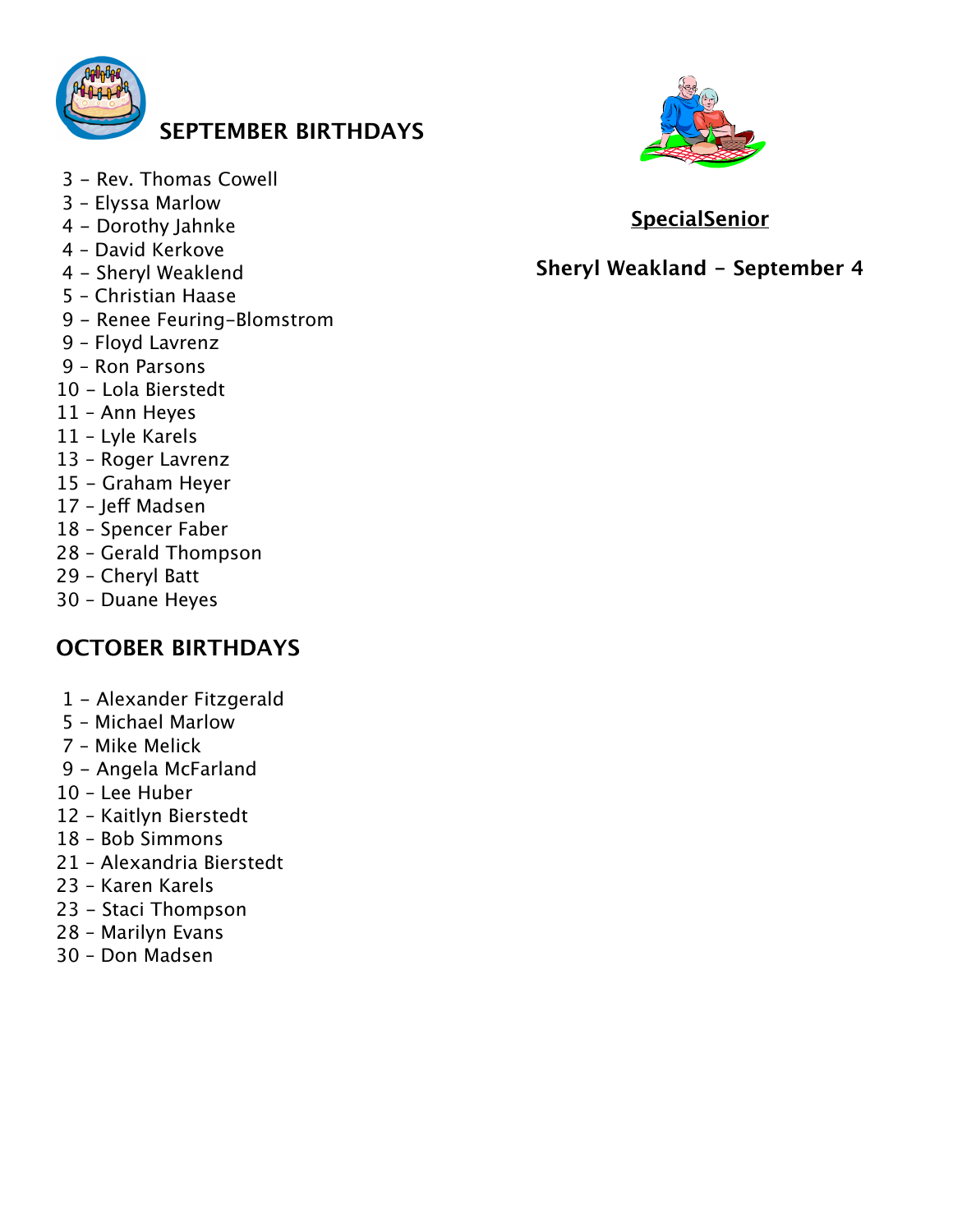## SEPTEMBER BIRTHDAYS

3 – Rev. Thomas Cowell
3 – Elyssa Marlow
4 – Dorothy Jahnke
4 – David Kerkove
4 – Sheryl Weaklend
5 – Christian Haase
9 – Renee Feuring-Blomstrom
9 – Floyd Lavrenz
9 – Ron Parsons
10 – Lola Bierstedt
11 – Ann Heyes
11 – Lyle Karels
13 – Roger Lavrenz
15 – Graham Heyer
17 – Jeff Madsen
18 – Spencer Faber
28 – Gerald Thompson
29 – Cheryl Batt
30 – Duane Heyes

## OCTOBER BIRTHDAYS

1 – Alexander Fitzgerald
5 – Michael Marlow
7 – Mike Melick
9 – Angela McFarland
10 – Lee Huber
12 – Kaitlyn Bierstedt
18 – Bob Simmons
21 – Alexandria Bierstedt
23 – Karen Karels
23 – Staci Thompson
28 – Marilyn Evans
30 – Don Madsen

**SpecialSenior**

**Sheryl Weakland – September 4**